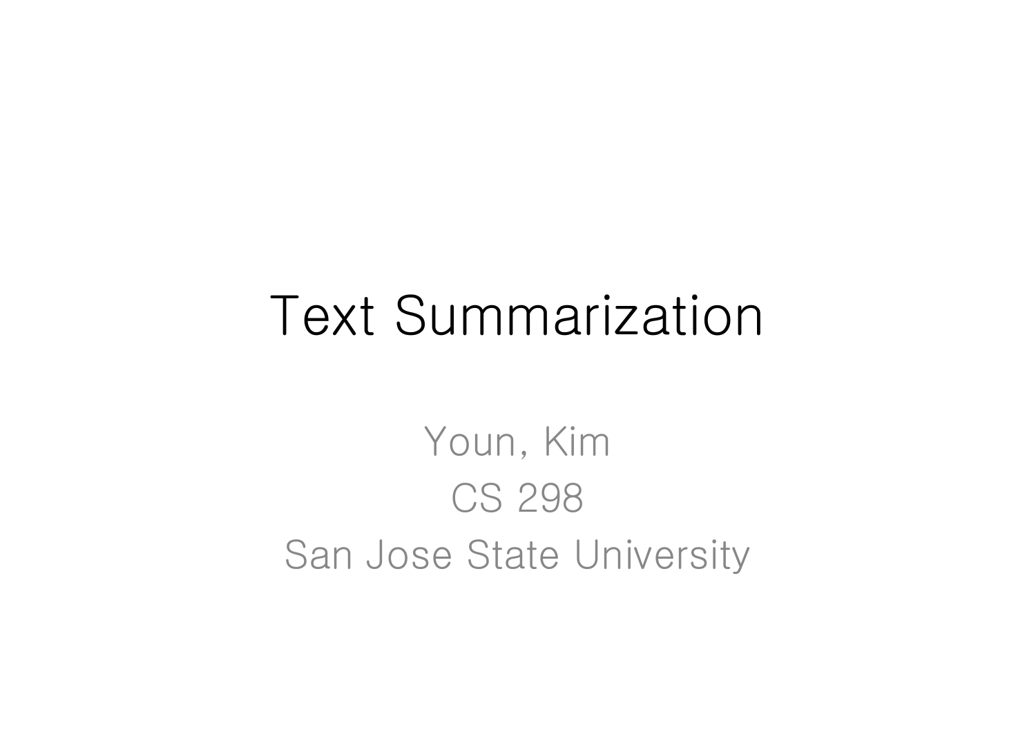# Text Summarization

Youn, Kim

CS 298

San Jose State University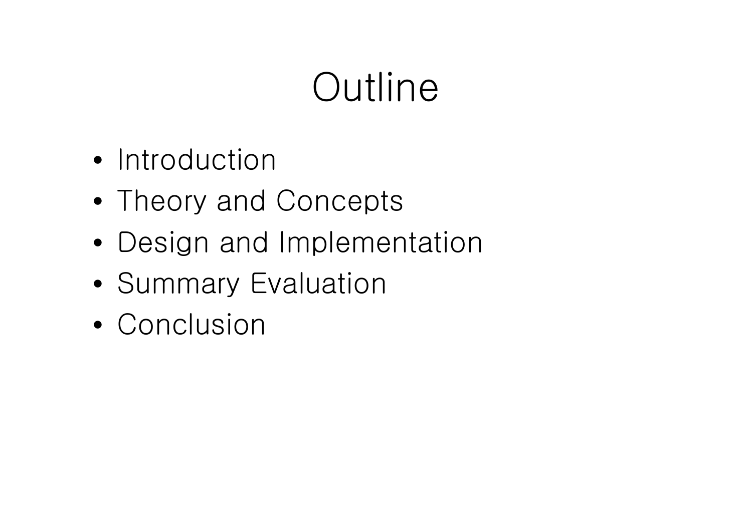# Outline

- Introduction
- Theory and Concepts
- Design and Implementation
- Summary Evaluation
- Conclusion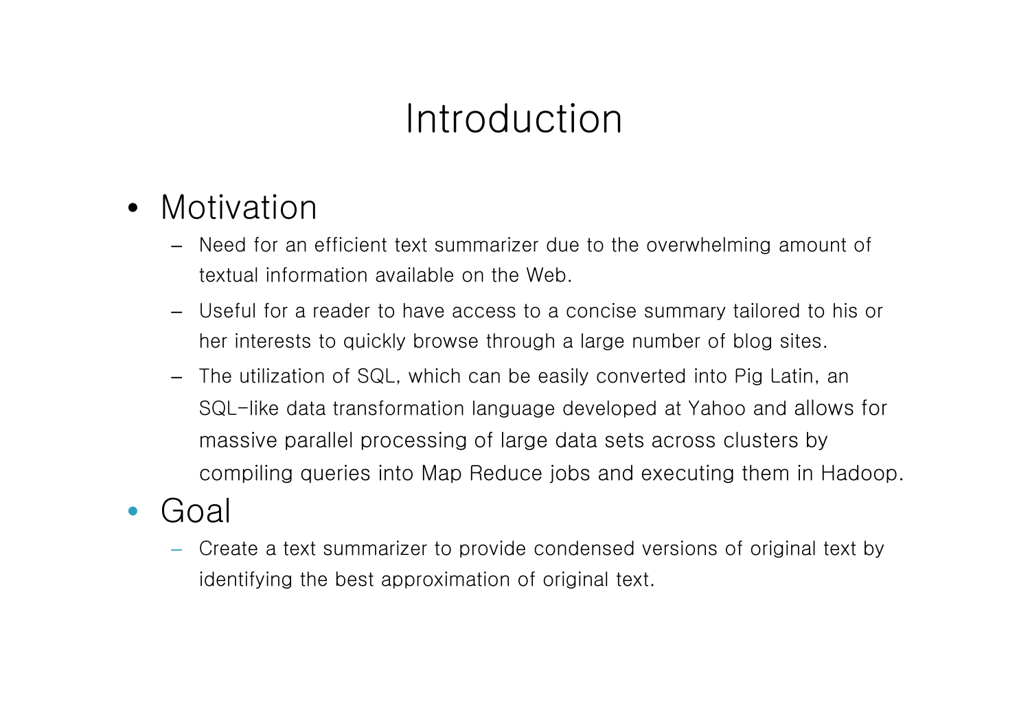# Introduction

- Motivation
  - Need for an efficient text summarizer due to the overwhelming amount of textual information available on the Web.
  - Useful for a reader to have access to a concise summary tailored to his or her interests to quickly browse through a large number of blog sites.
  - The utilization of SQL, which can be easily converted into Pig Latin, an SQL-like data transformation language developed at Yahoo and allows for massive parallel processing of large data sets across clusters by compiling queries into Map Reduce jobs and executing them in Hadoop.
- Goal
  - Create a text summarizer to provide condensed versions of original text by identifying the best approximation of original text.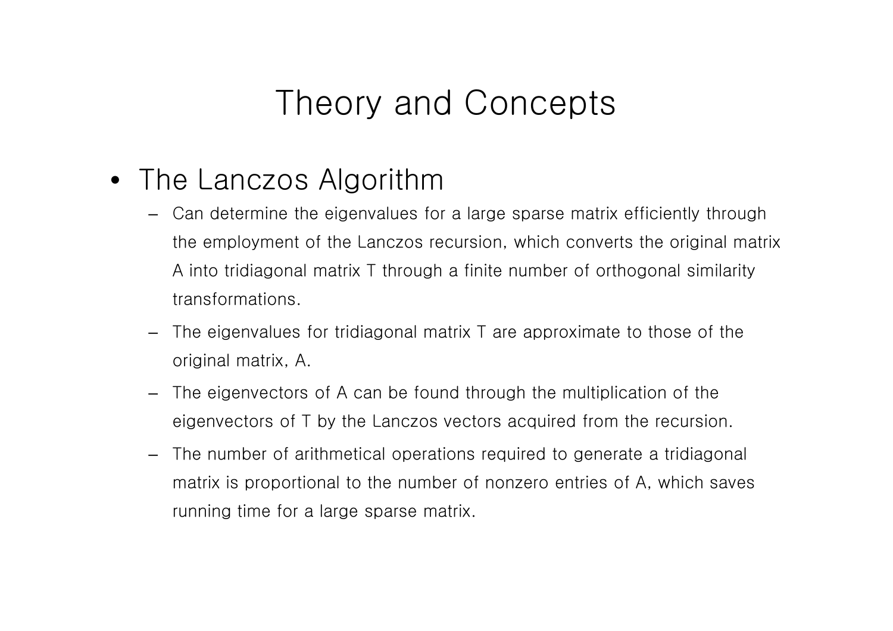# Theory and Concepts

- The Lanczos Algorithm
  - Can determine the eigenvalues for a large sparse matrix efficiently through the employment of the Lanczos recursion, which converts the original matrix A into tridiagonal matrix T through a finite number of orthogonal similarity transformations.
  - The eigenvalues for tridiagonal matrix T are approximate to those of the original matrix, A.
  - The eigenvectors of A can be found through the multiplication of the eigenvectors of T by the Lanczos vectors acquired from the recursion.
  - The number of arithmetical operations required to generate a tridiagonal matrix is proportional to the number of nonzero entries of A, which saves running time for a large sparse matrix.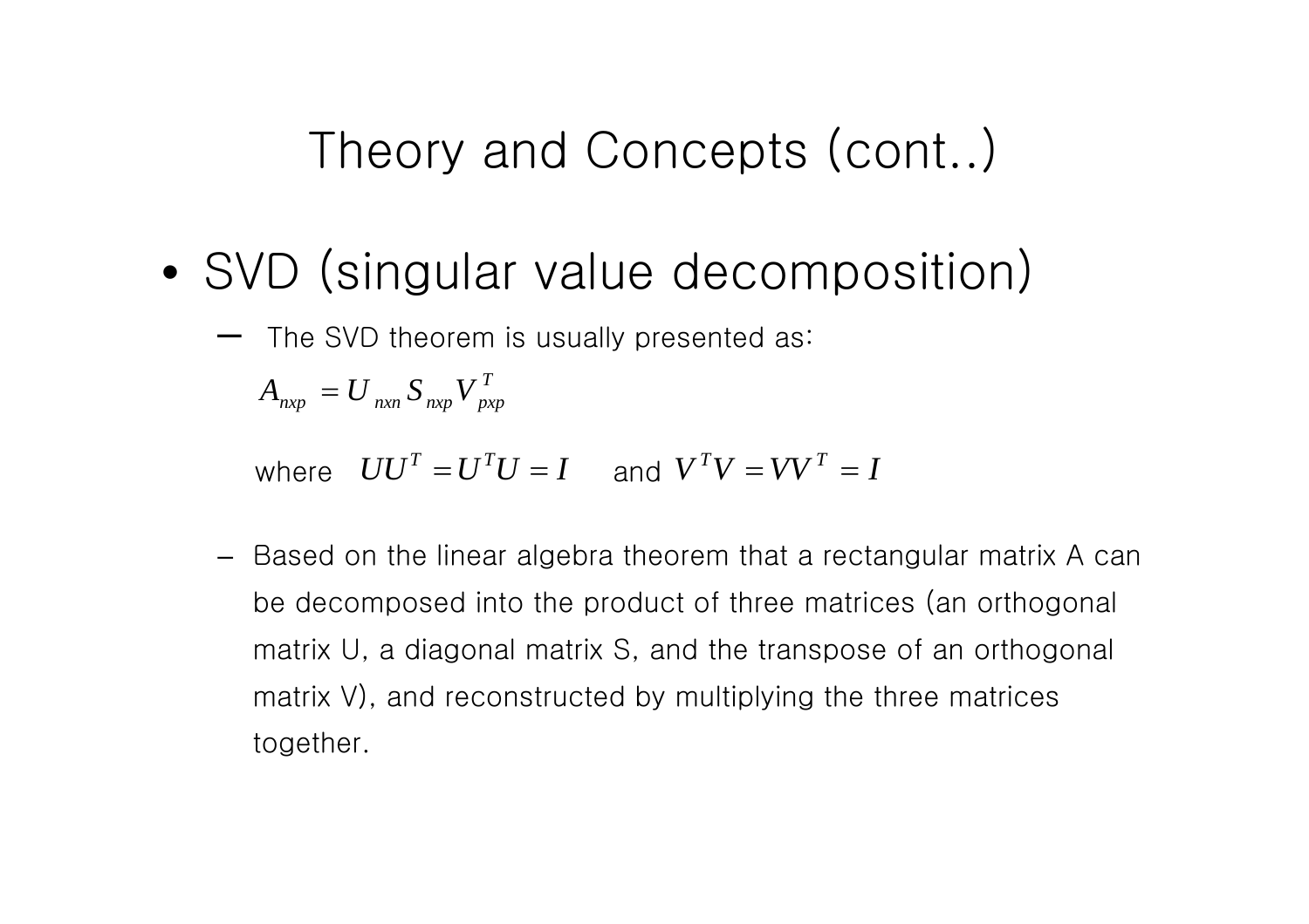# Theory and Concepts (cont..)

- SVD (singular value decomposition)
  - The SVD theorem is usually presented as:

    $$A_{nxp} = U_{nxn} S_{nxp} V_{pxp}^{T}$$

    where $UU^{T} = U^{T}U = I$ and $V^{T}V = VV^{T} = I$

  - Based on the linear algebra theorem that a rectangular matrix A can be decomposed into the product of three matrices (an orthogonal matrix U, a diagonal matrix S, and the transpose of an orthogonal matrix V), and reconstructed by multiplying the three matrices together.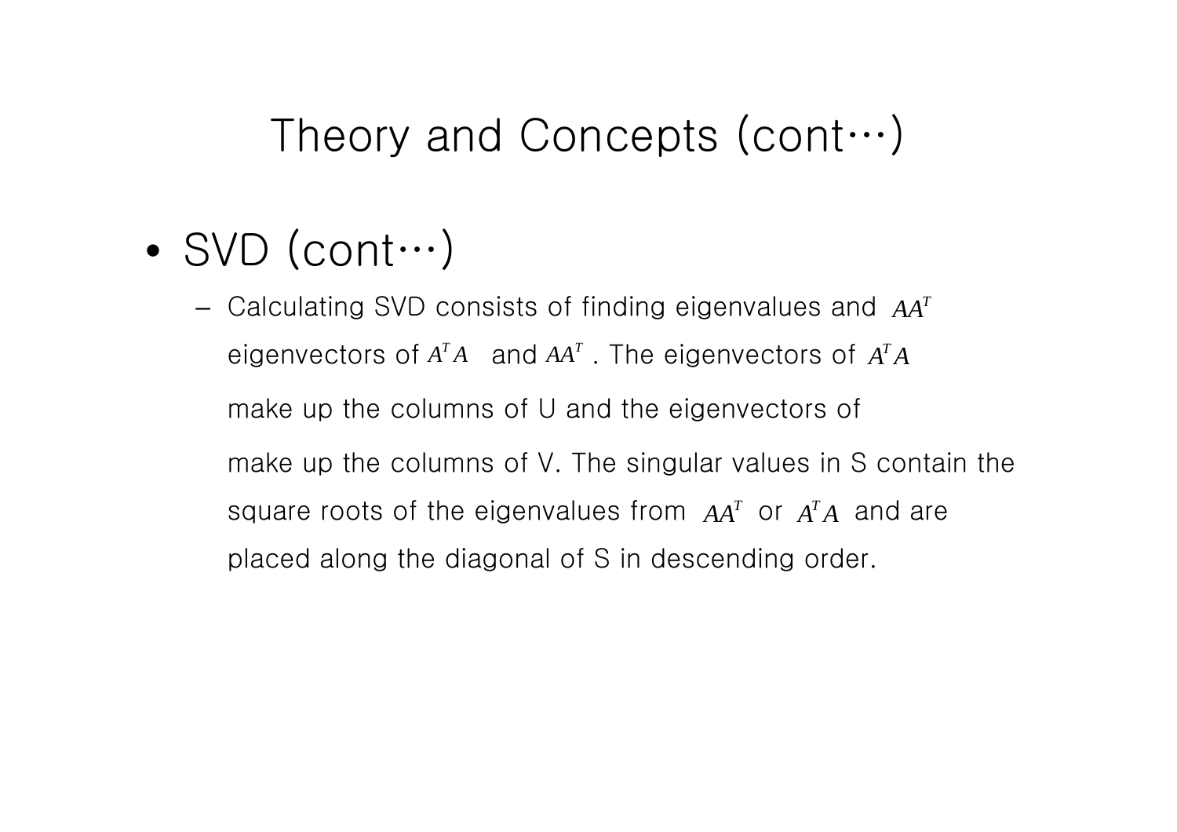# Theory and Concepts (cont…)

- SVD (cont…)
  - Calculating SVD consists of finding eigenvalues and $AA^T$ eigenvectors of $A^TA$ and $AA^T$. The eigenvectors of $A^TA$ make up the columns of U and the eigenvectors of make up the columns of V. The singular values in S contain the square roots of the eigenvalues from $AA^T$ or $A^TA$ and are placed along the diagonal of S in descending order.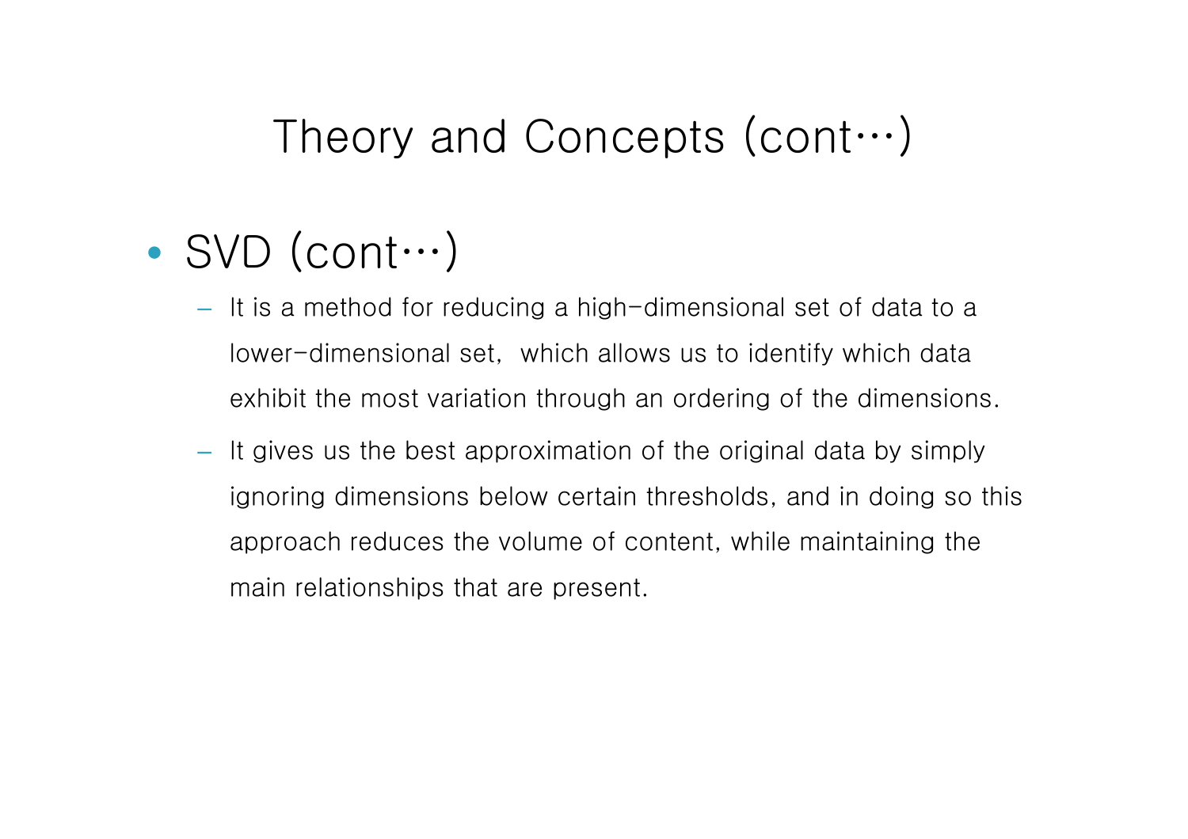# Theory and Concepts (cont…)

- SVD (cont…)
  - It is a method for reducing a high-dimensional set of data to a lower-dimensional set, which allows us to identify which data exhibit the most variation through an ordering of the dimensions.
  - It gives us the best approximation of the original data by simply ignoring dimensions below certain thresholds, and in doing so this approach reduces the volume of content, while maintaining the main relationships that are present.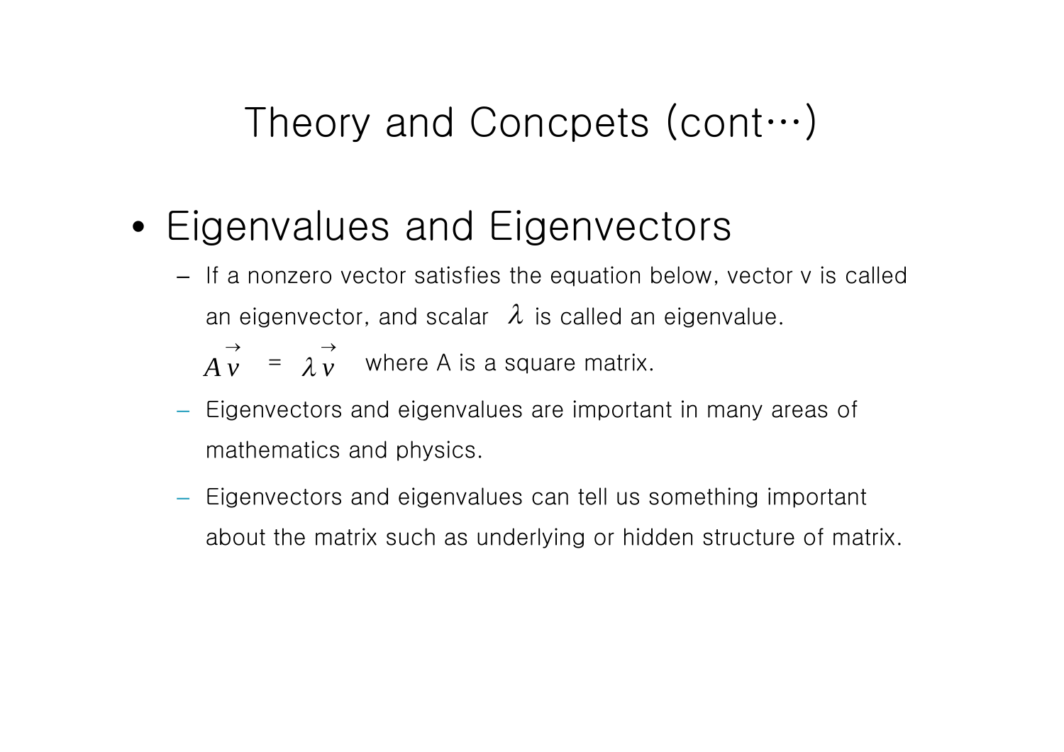# Theory and Concpets (cont…)

- Eigenvalues and Eigenvectors
  - If a nonzero vector satisfies the equation below, vector v is called an eigenvector, and scalar $\lambda$ is called an eigenvalue.

    $A\vec{v} = \lambda\vec{v}$ where A is a square matrix.
  - Eigenvectors and eigenvalues are important in many areas of mathematics and physics.
  - Eigenvectors and eigenvalues can tell us something important about the matrix such as underlying or hidden structure of matrix.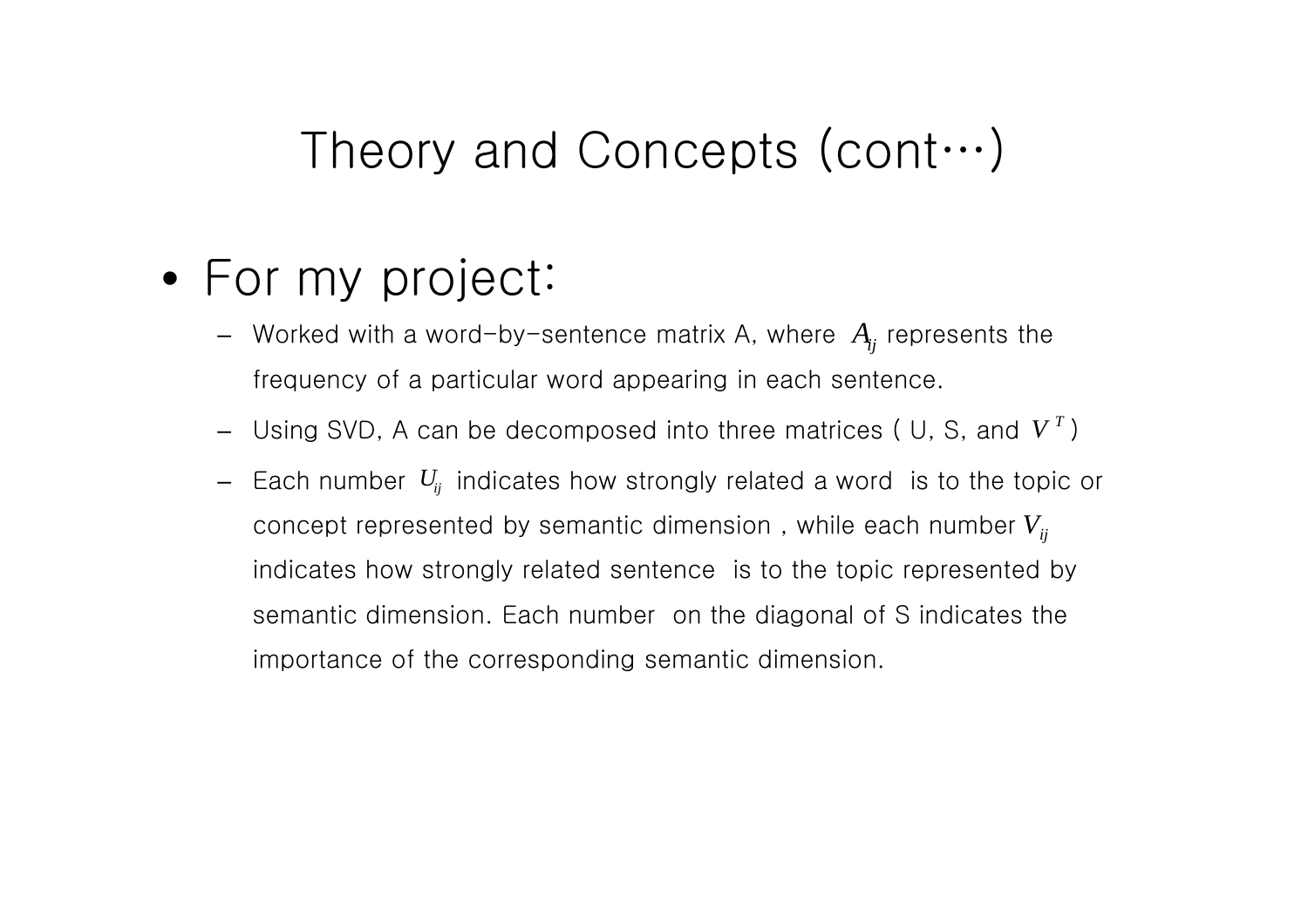# Theory and Concepts (cont…)

- For my project:
  - Worked with a word-by-sentence matrix A, where $A_{ij}$ represents the frequency of a particular word appearing in each sentence.
  - Using SVD, A can be decomposed into three matrices ( U, S, and $V^T$ )
  - Each number $U_{ij}$ indicates how strongly related a word is to the topic or concept represented by semantic dimension , while each number $V_{ij}$ indicates how strongly related sentence is to the topic represented by semantic dimension. Each number on the diagonal of S indicates the importance of the corresponding semantic dimension.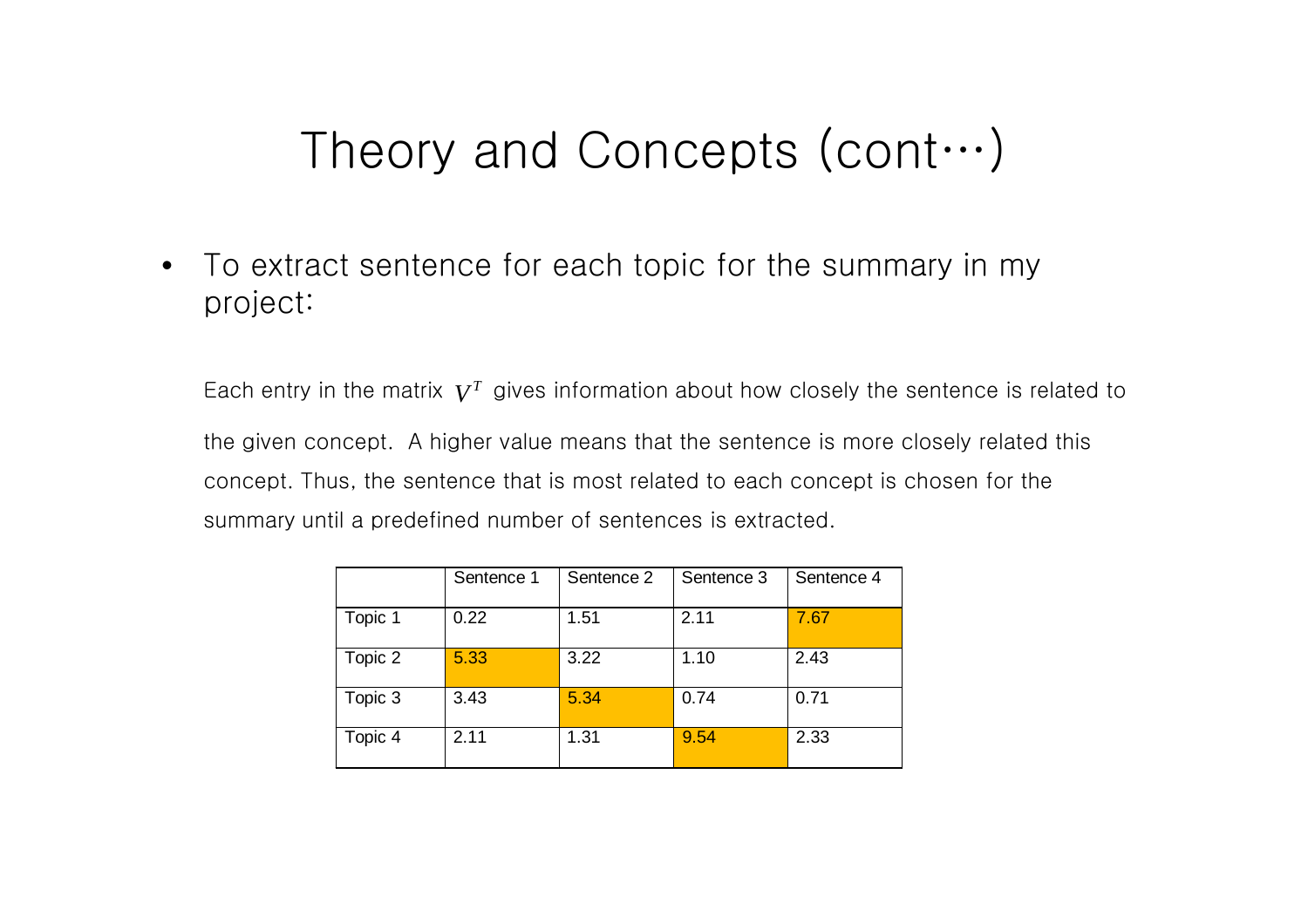# Theory and Concepts (cont…)

- To extract sentence for each topic for the summary in my project:

Each entry in the matrix $V^T$ gives information about how closely the sentence is related to the given concept. A higher value means that the sentence is more closely related this concept. Thus, the sentence that is most related to each concept is chosen for the summary until a predefined number of sentences is extracted.

| | Sentence 1 | Sentence 2 | Sentence 3 | Sentence 4 |
|---|---|---|---|---|
| Topic 1 | 0.22 | 1.51 | 2.11 | 7.67 |
| Topic 2 | 5.33 | 3.22 | 1.10 | 2.43 |
| Topic 3 | 3.43 | 5.34 | 0.74 | 0.71 |
| Topic 4 | 2.11 | 1.31 | 9.54 | 2.33 |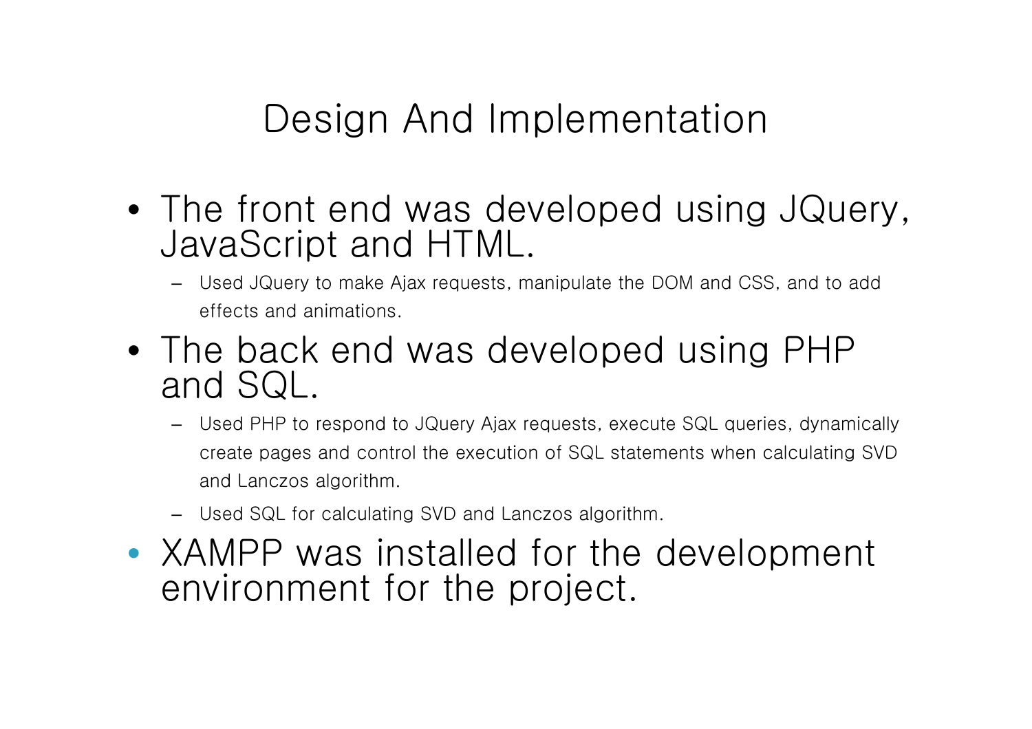# Design And Implementation

- The front end was developed using JQuery, JavaScript and HTML.
  - Used JQuery to make Ajax requests, manipulate the DOM and CSS, and to add effects and animations.
- The back end was developed using PHP and SQL.
  - Used PHP to respond to JQuery Ajax requests, execute SQL queries, dynamically create pages and control the execution of SQL statements when calculating SVD and Lanczos algorithm.
  - Used SQL for calculating SVD and Lanczos algorithm.
- XAMPP was installed for the development environment for the project.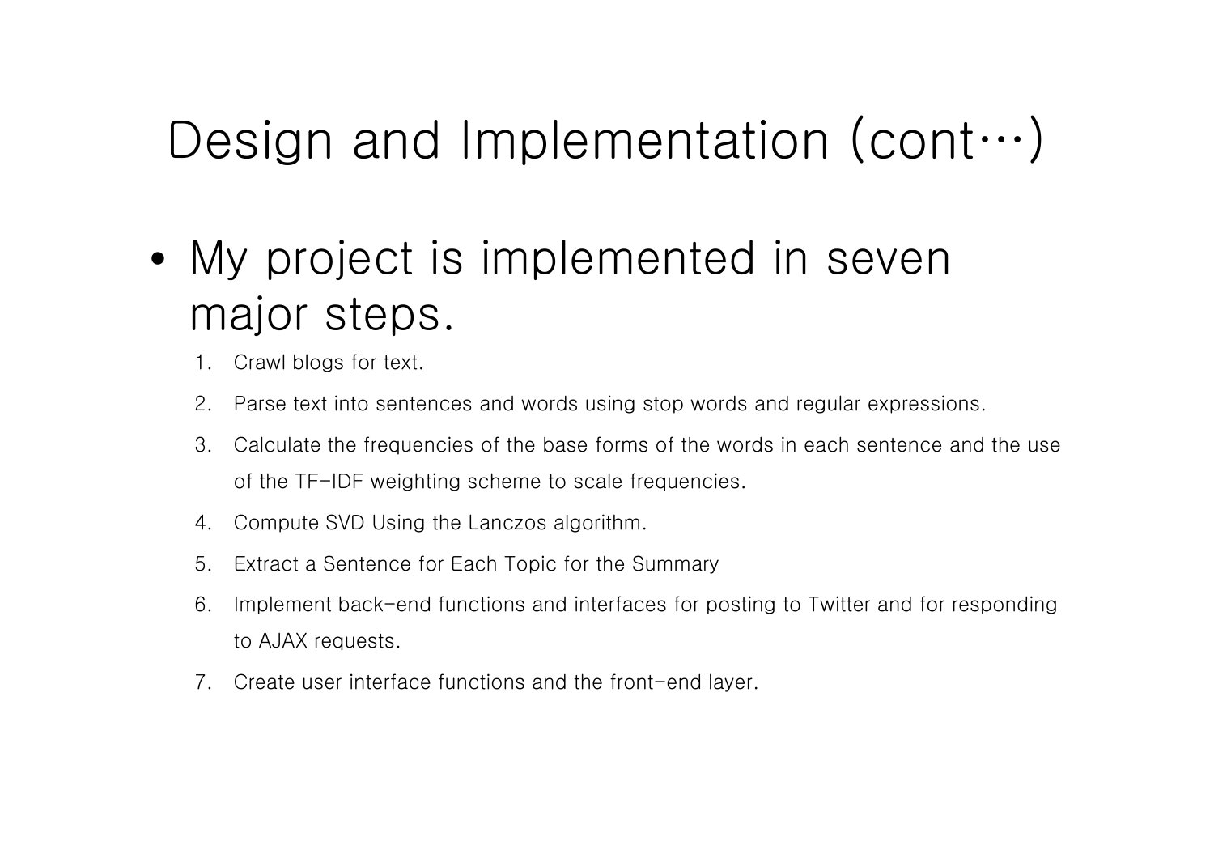# Design and Implementation (cont…)

- My project is implemented in seven major steps.
  1. Crawl blogs for text.
  2. Parse text into sentences and words using stop words and regular expressions.
  3. Calculate the frequencies of the base forms of the words in each sentence and the use of the TF-IDF weighting scheme to scale frequencies.
  4. Compute SVD Using the Lanczos algorithm.
  5. Extract a Sentence for Each Topic for the Summary
  6. Implement back-end functions and interfaces for posting to Twitter and for responding to AJAX requests.
  7. Create user interface functions and the front-end layer.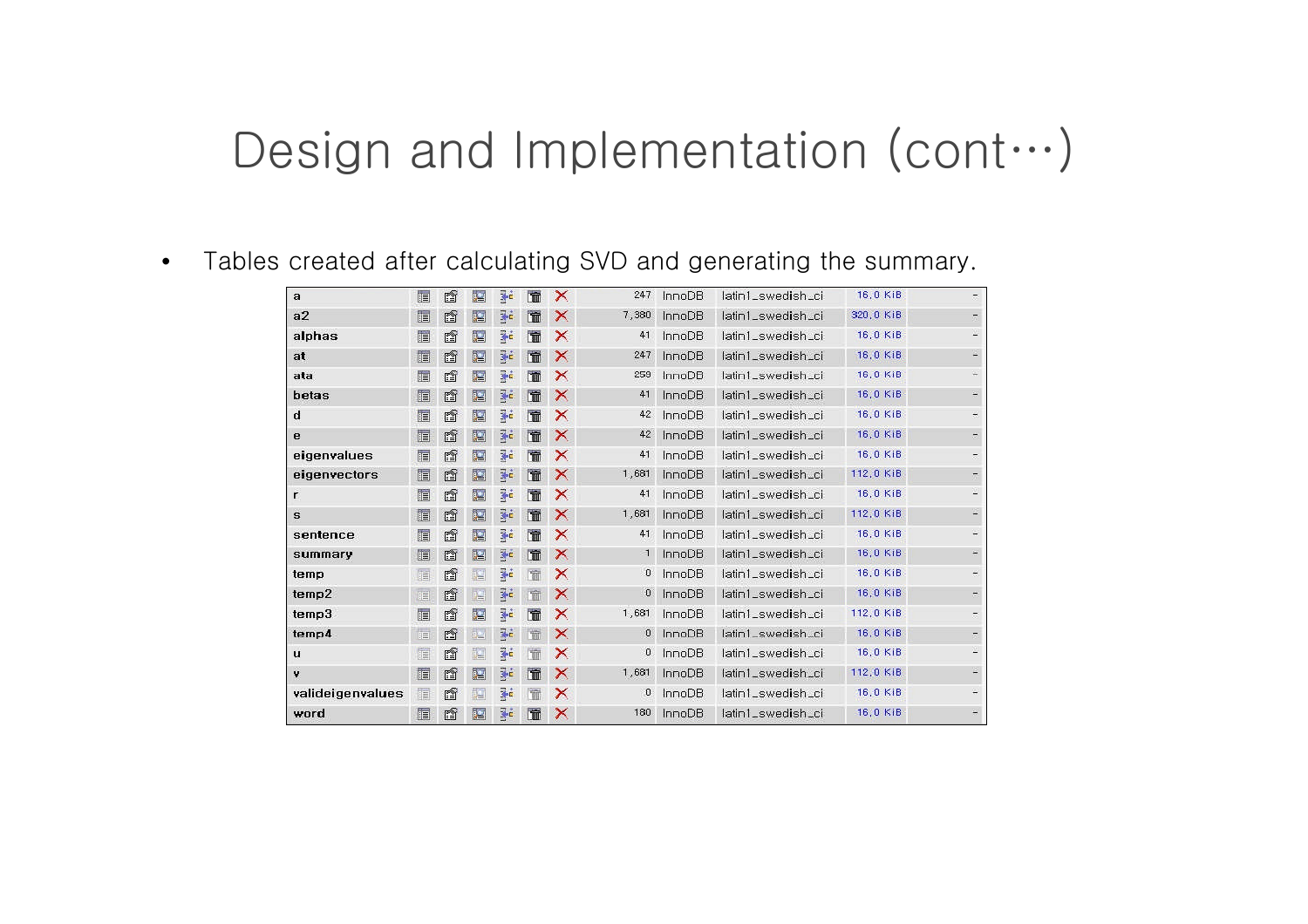# Design and Implementation (cont…)

- Tables created after calculating SVD and generating the summary.

| Table | Rows | Type | Collation | Size | Overhead |
|---|---|---|---|---|---|
| a | 247 | InnoDB | latin1_swedish_ci | 16.0 KiB | - |
| a2 | 7,380 | InnoDB | latin1_swedish_ci | 320.0 KiB | - |
| alphas | 41 | InnoDB | latin1_swedish_ci | 16.0 KiB | - |
| at | 247 | InnoDB | latin1_swedish_ci | 16.0 KiB | - |
| ata | 259 | InnoDB | latin1_swedish_ci | 16.0 KiB | - |
| betas | 41 | InnoDB | latin1_swedish_ci | 16.0 KiB | - |
| d | 42 | InnoDB | latin1_swedish_ci | 16.0 KiB | - |
| e | 42 | InnoDB | latin1_swedish_ci | 16.0 KiB | - |
| eigenvalues | 41 | InnoDB | latin1_swedish_ci | 16.0 KiB | - |
| eigenvectors | 1,681 | InnoDB | latin1_swedish_ci | 112.0 KiB | - |
| r | 41 | InnoDB | latin1_swedish_ci | 16.0 KiB | - |
| s | 1,681 | InnoDB | latin1_swedish_ci | 112.0 KiB | - |
| sentence | 41 | InnoDB | latin1_swedish_ci | 16.0 KiB | - |
| summary | 1 | InnoDB | latin1_swedish_ci | 16.0 KiB | - |
| temp | 0 | InnoDB | latin1_swedish_ci | 16.0 KiB | - |
| temp2 | 0 | InnoDB | latin1_swedish_ci | 16.0 KiB | - |
| temp3 | 1,681 | InnoDB | latin1_swedish_ci | 112.0 KiB | - |
| temp4 | 0 | InnoDB | latin1_swedish_ci | 16.0 KiB | - |
| u | 0 | InnoDB | latin1_swedish_ci | 16.0 KiB | - |
| v | 1,681 | InnoDB | latin1_swedish_ci | 112.0 KiB | - |
| valideigenvalues | 0 | InnoDB | latin1_swedish_ci | 16.0 KiB | - |
| word | 180 | InnoDB | latin1_swedish_ci | 16.0 KiB | - |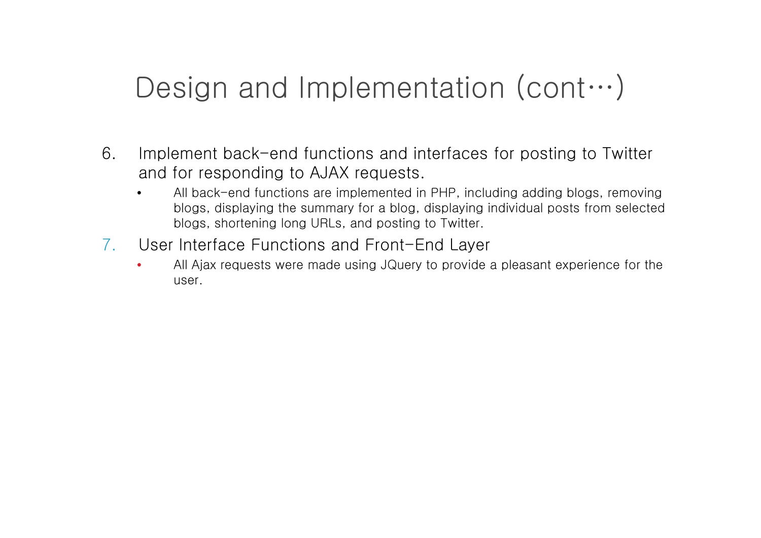# Design and Implementation (cont…)

6. Implement back-end functions and interfaces for posting to Twitter and for responding to AJAX requests.
   - All back-end functions are implemented in PHP, including adding blogs, removing blogs, displaying the summary for a blog, displaying individual posts from selected blogs, shortening long URLs, and posting to Twitter.
7. User Interface Functions and Front-End Layer
   - All Ajax requests were made using JQuery to provide a pleasant experience for the user.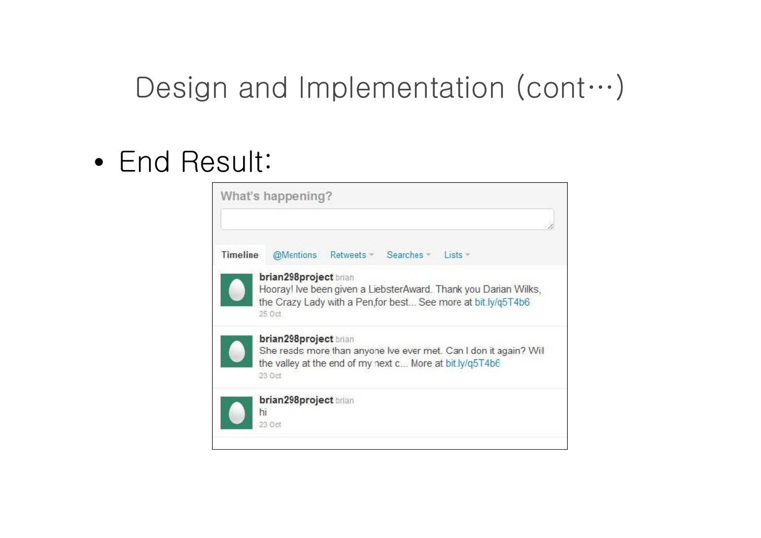# Design and Implementation (cont…)

- End Result:

What's happening?

Timeline | @Mentions | Retweets | Searches | Lists

**brian298project** brian
Hooray! Ive been given a LiebsterAward. Thank you Darian Wilks, the Crazy Lady with a Pen,for best... See more at bit.ly/q5T4b6
25 Oct

**brian298project** brian
She reads more than anyone Ive ever met. Can I don it again? Wil the valley at the end of my next c... More at bit.ly/q5T4b6
23 Oct

**brian298project** brian
hi
23 Oct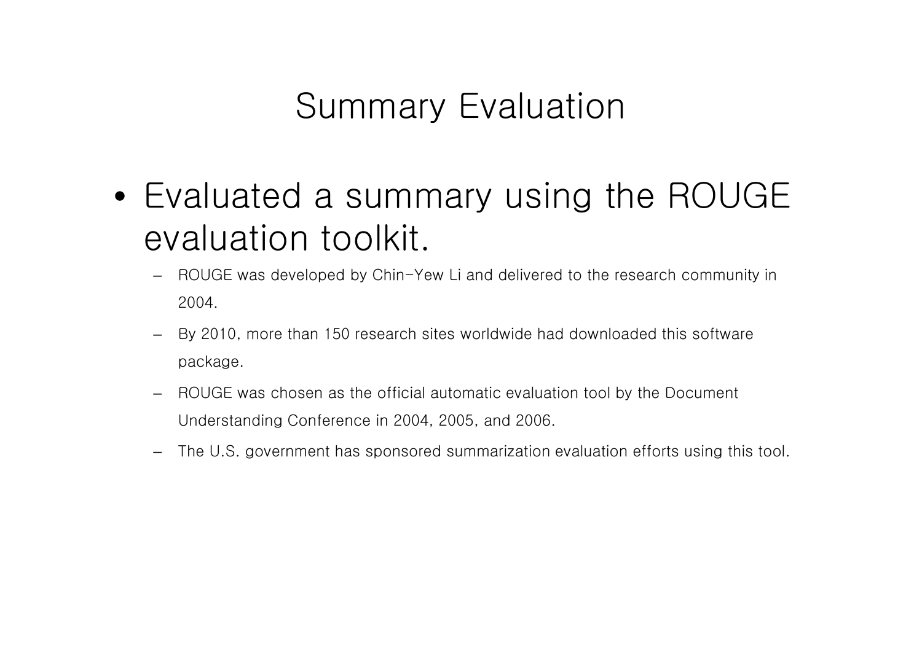# Summary Evaluation

- Evaluated a summary using the ROUGE evaluation toolkit.
  - ROUGE was developed by Chin-Yew Li and delivered to the research community in 2004.
  - By 2010, more than 150 research sites worldwide had downloaded this software package.
  - ROUGE was chosen as the official automatic evaluation tool by the Document Understanding Conference in 2004, 2005, and 2006.
  - The U.S. government has sponsored summarization evaluation efforts using this tool.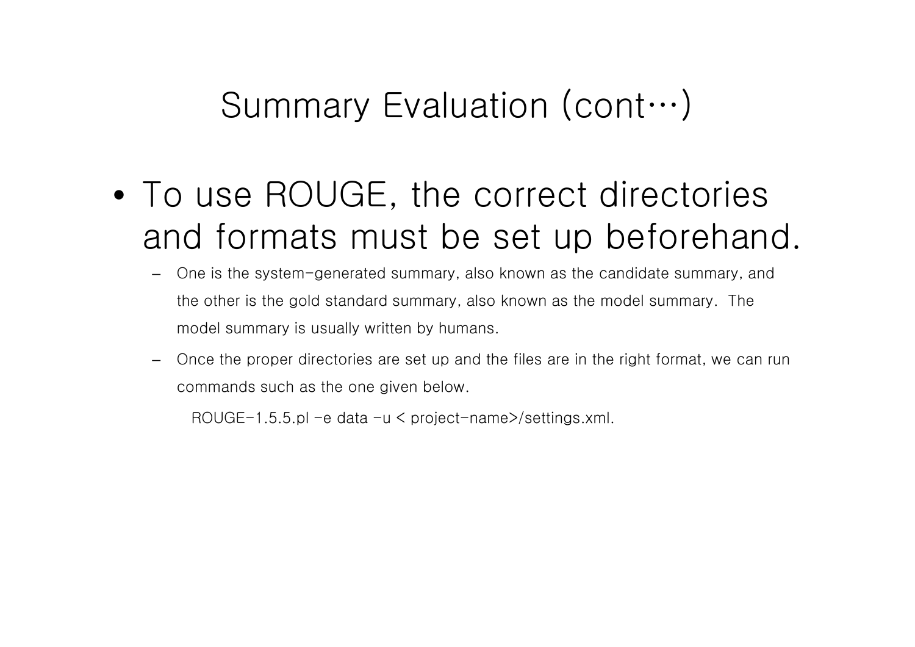# Summary Evaluation (cont…)

- To use ROUGE, the correct directories and formats must be set up beforehand.
  - One is the system-generated summary, also known as the candidate summary, and the other is the gold standard summary, also known as the model summary. The model summary is usually written by humans.
  - Once the proper directories are set up and the files are in the right format, we can run commands such as the one given below.

```
ROUGE-1.5.5.pl -e data -u < project-name>/settings.xml.
```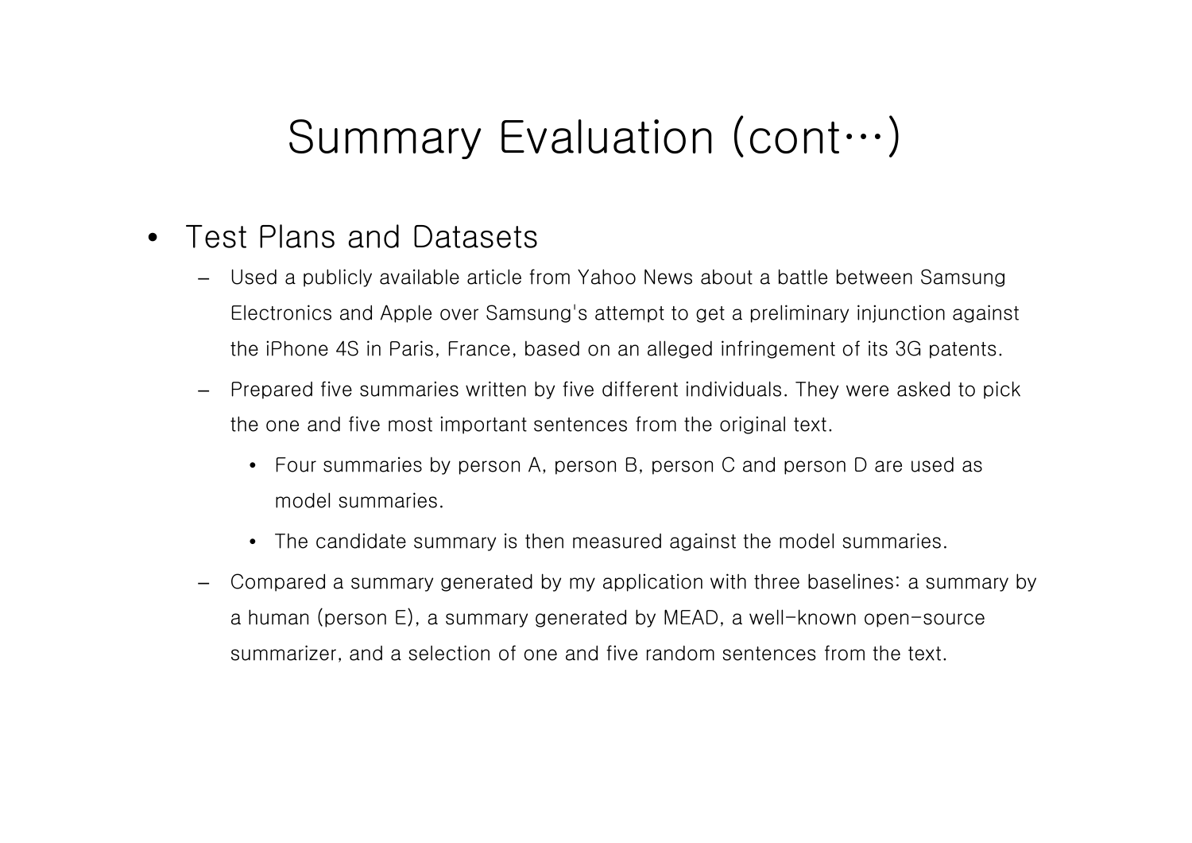# Summary Evaluation (cont…)

- Test Plans and Datasets
  - Used a publicly available article from Yahoo News about a battle between Samsung Electronics and Apple over Samsung's attempt to get a preliminary injunction against the iPhone 4S in Paris, France, based on an alleged infringement of its 3G patents.
  - Prepared five summaries written by five different individuals. They were asked to pick the one and five most important sentences from the original text.
    - Four summaries by person A, person B, person C and person D are used as model summaries.
    - The candidate summary is then measured against the model summaries.
  - Compared a summary generated by my application with three baselines: a summary by a human (person E), a summary generated by MEAD, a well-known open-source summarizer, and a selection of one and five random sentences from the text.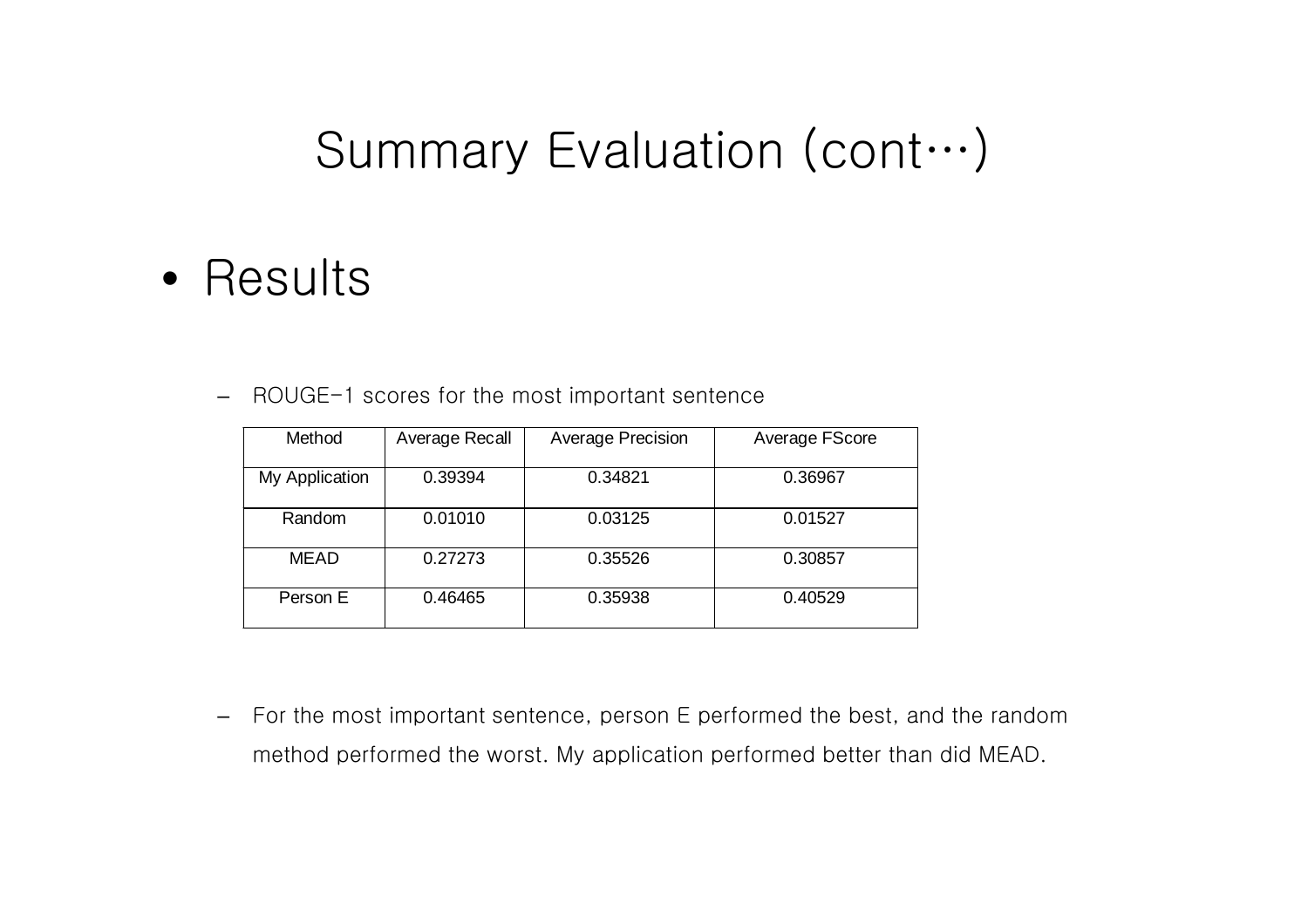# Summary Evaluation (cont…)

- Results
  - ROUGE-1 scores for the most important sentence

| Method | Average Recall | Average Precision | Average FScore |
| --- | --- | --- | --- |
| My Application | 0.39394 | 0.34821 | 0.36967 |
| Random | 0.01010 | 0.03125 | 0.01527 |
| MEAD | 0.27273 | 0.35526 | 0.30857 |
| Person E | 0.46465 | 0.35938 | 0.40529 |

  - For the most important sentence, person E performed the best, and the random method performed the worst. My application performed better than did MEAD.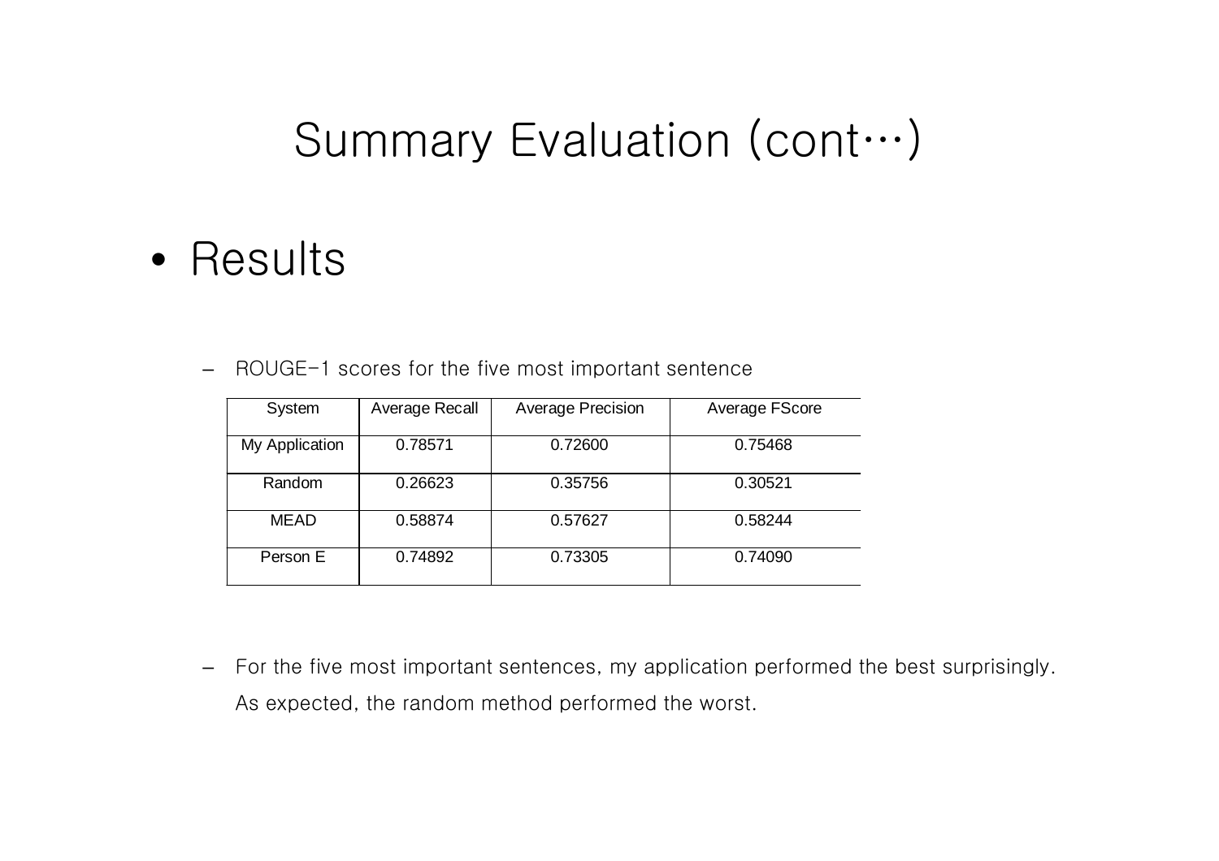# Summary Evaluation (cont…)

- Results

  - ROUGE-1 scores for the five most important sentence

| System | Average Recall | Average Precision | Average FScore |
|---|---|---|---|
| My Application | 0.78571 | 0.72600 | 0.75468 |
| Random | 0.26623 | 0.35756 | 0.30521 |
| MEAD | 0.58874 | 0.57627 | 0.58244 |
| Person E | 0.74892 | 0.73305 | 0.74090 |

  - For the five most important sentences, my application performed the best surprisingly. As expected, the random method performed the worst.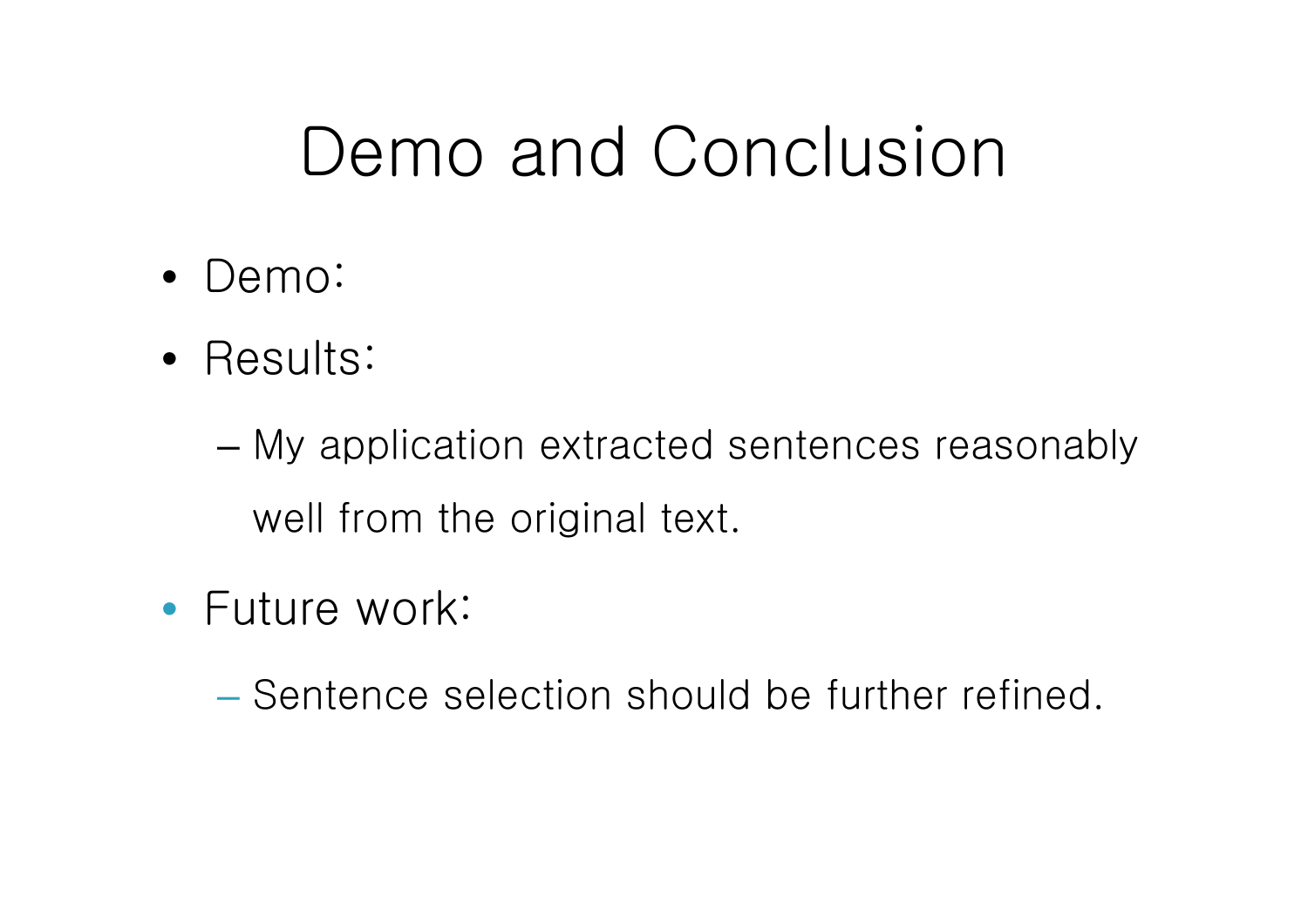# Demo and Conclusion

- Demo:
- Results:
  - My application extracted sentences reasonably well from the original text.
- Future work:
  - Sentence selection should be further refined.